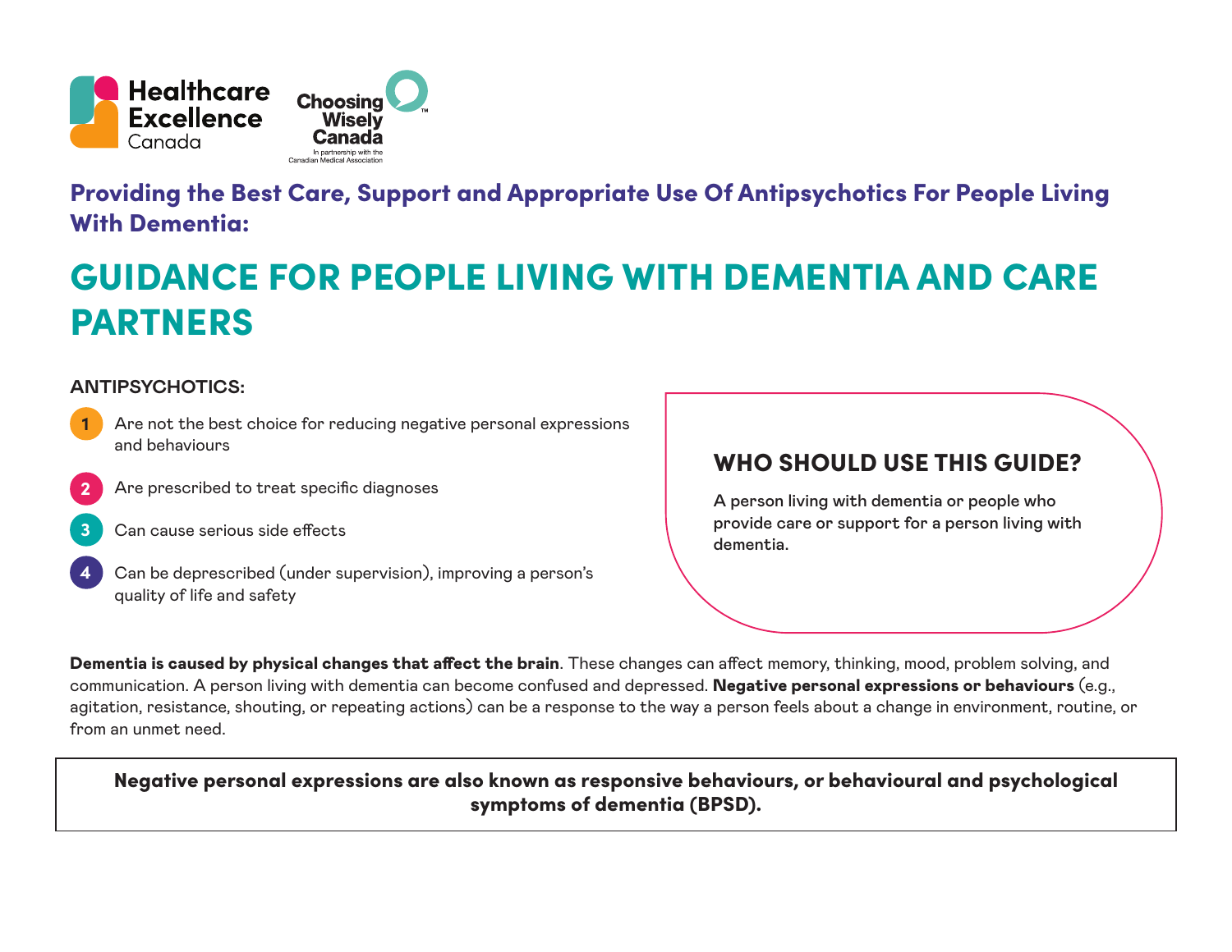Healthcare Excellence Canada

Choosing Wisely Canada — In partnership with the Canadian Medical Association

## Providing the Best Care, Support and Appropriate Use Of Antipsychotics For People Living With Dementia:

# GUIDANCE FOR PEOPLE LIVING WITH DEMENTIA AND CARE PARTNERS

**ANTIPSYCHOTICS:**

1. Are not the best choice for reducing negative personal expressions and behaviours
2. Are prescribed to treat specific diagnoses
3. Can cause serious side effects
4. Can be deprescribed (under supervision), improving a person's quality of life and safety

## WHO SHOULD USE THIS GUIDE?

A person living with dementia or people who provide care or support for a person living with dementia.

**Dementia is caused by physical changes that affect the brain**. These changes can affect memory, thinking, mood, problem solving, and communication. A person living with dementia can become confused and depressed. **Negative personal expressions or behaviours** (e.g., agitation, resistance, shouting, or repeating actions) can be a response to the way a person feels about a change in environment, routine, or from an unmet need.

**Negative personal expressions are also known as responsive behaviours, or behavioural and psychological symptoms of dementia (BPSD).**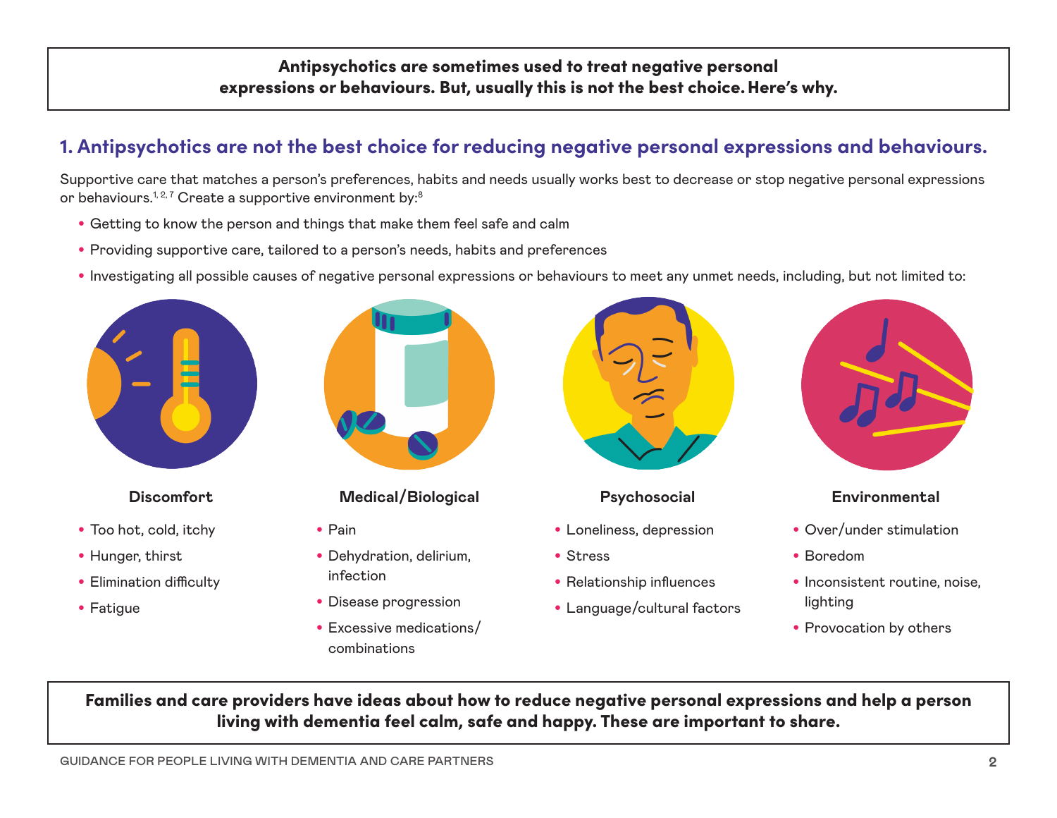**Antipsychotics are sometimes used to treat negative personal expressions or behaviours. But, usually this is not the best choice. Here's why.**

## 1. Antipsychotics are not the best choice for reducing negative personal expressions and behaviours.

Supportive care that matches a person's preferences, habits and needs usually works best to decrease or stop negative personal expressions or behaviours.[1, 2, 7] Create a supportive environment by:[8]

- Getting to know the person and things that make them feel safe and calm
- Providing supportive care, tailored to a person's needs, habits and preferences
- Investigating all possible causes of negative personal expressions or behaviours to meet any unmet needs, including, but not limited to:

**Discomfort**

- Too hot, cold, itchy
- Hunger, thirst
- Elimination difficulty
- Fatigue

**Medical/Biological**

- Pain
- Dehydration, delirium, infection
- Disease progression
- Excessive medications/combinations

**Psychosocial**

- Loneliness, depression
- Stress
- Relationship influences
- Language/cultural factors

**Environmental**

- Over/under stimulation
- Boredom
- Inconsistent routine, noise, lighting
- Provocation by others

**Families and care providers have ideas about how to reduce negative personal expressions and help a person living with dementia feel calm, safe and happy. These are important to share.**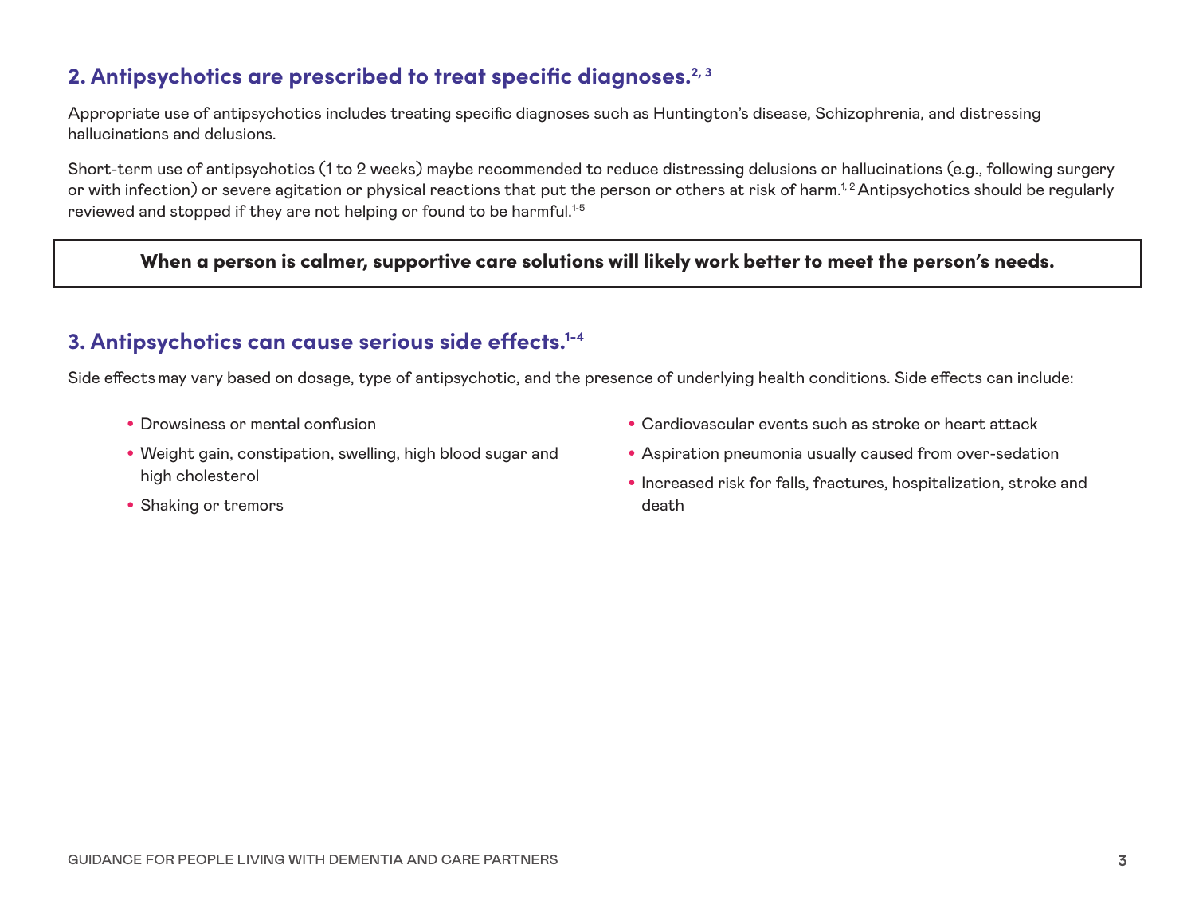## 2. Antipsychotics are prescribed to treat specific diagnoses.[2, 3]

Appropriate use of antipsychotics includes treating specific diagnoses such as Huntington's disease, Schizophrenia, and distressing hallucinations and delusions.

Short-term use of antipsychotics (1 to 2 weeks) maybe recommended to reduce distressing delusions or hallucinations (e.g., following surgery or with infection) or severe agitation or physical reactions that put the person or others at risk of harm.[1, 2] Antipsychotics should be regularly reviewed and stopped if they are not helping or found to be harmful.[1-5]

**When a person is calmer, supportive care solutions will likely work better to meet the person's needs.**

## 3. Antipsychotics can cause serious side effects.[1-4]

Side effects may vary based on dosage, type of antipsychotic, and the presence of underlying health conditions. Side effects can include:

- Drowsiness or mental confusion
- Weight gain, constipation, swelling, high blood sugar and high cholesterol
- Shaking or tremors
- Cardiovascular events such as stroke or heart attack
- Aspiration pneumonia usually caused from over-sedation
- Increased risk for falls, fractures, hospitalization, stroke and death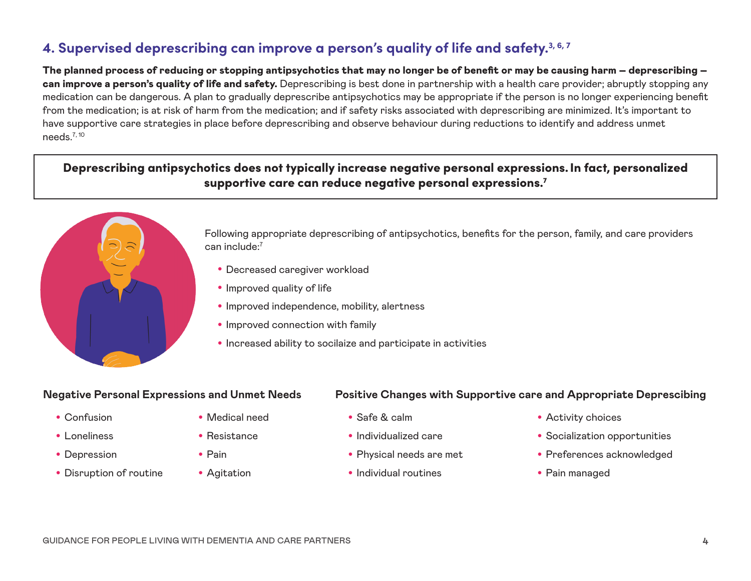## 4. Supervised deprescribing can improve a person's quality of life and safety.[3, 6, 7]

**The planned process of reducing or stopping antipsychotics that may no longer be of benefit or may be causing harm – deprescribing – can improve a person's quality of life and safety.** Deprescribing is best done in partnership with a health care provider; abruptly stopping any medication can be dangerous. A plan to gradually deprescribe antipsychotics may be appropriate if the person is no longer experiencing benefit from the medication; is at risk of harm from the medication; and if safety risks associated with deprescribing are minimized. It's important to have supportive care strategies in place before deprescribing and observe behaviour during reductions to identify and address unmet needs.[7, 10]

**Deprescribing antipsychotics does not typically increase negative personal expressions. In fact, personalized supportive care can reduce negative personal expressions.[7]**

Following appropriate deprescribing of antipsychotics, benefits for the person, family, and care providers can include:[7]

- Decreased caregiver workload
- Improved quality of life
- Improved independence, mobility, alertness
- Improved connection with family
- Increased ability to socilaize and participate in activities

### Negative Personal Expressions and Unmet Needs

- Confusion
- Loneliness
- Depression
- Disruption of routine
- Medical need
- Resistance
- Pain
- Agitation

### Positive Changes with Supportive care and Appropriate Deprescibing

- Safe & calm
- Individualized care
- Physical needs are met
- Individual routines
- Activity choices
- Socialization opportunities
- Preferences acknowledged
- Pain managed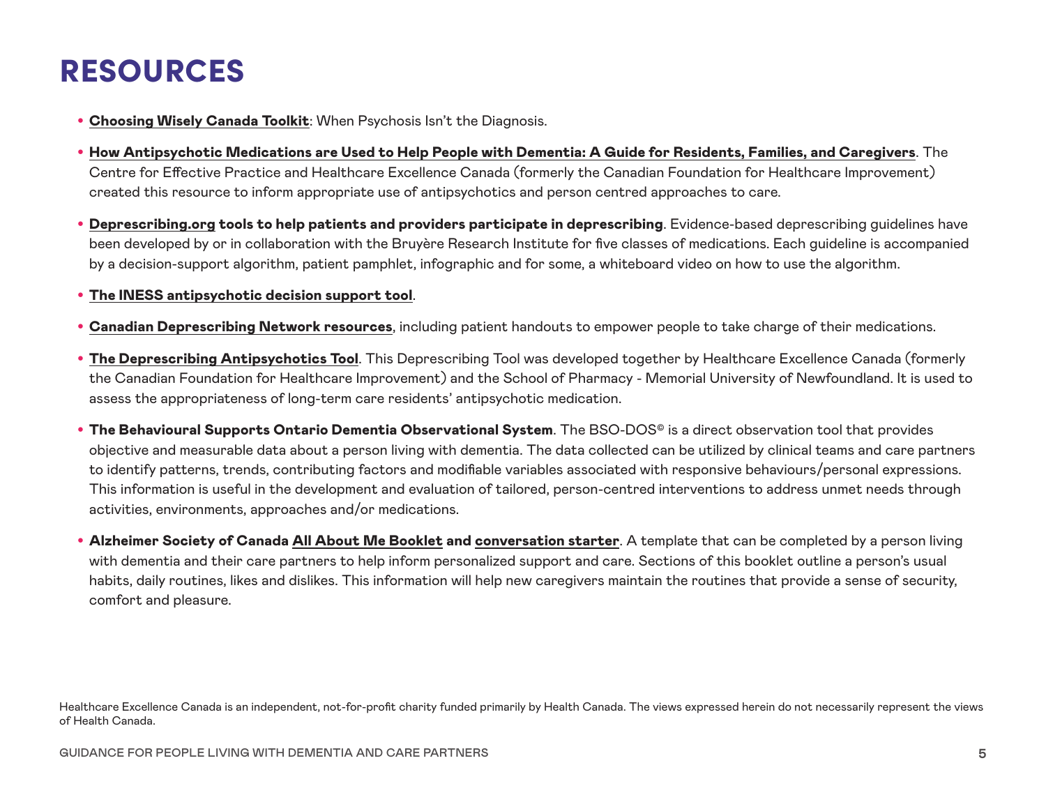# RESOURCES

- **Choosing Wisely Canada Toolkit**: When Psychosis Isn't the Diagnosis.
- **How Antipsychotic Medications are Used to Help People with Dementia: A Guide for Residents, Families, and Caregivers**. The Centre for Effective Practice and Healthcare Excellence Canada (formerly the Canadian Foundation for Healthcare Improvement) created this resource to inform appropriate use of antipsychotics and person centred approaches to care.
- **Deprescribing.org tools to help patients and providers participate in deprescribing**. Evidence-based deprescribing guidelines have been developed by or in collaboration with the Bruyère Research Institute for five classes of medications. Each guideline is accompanied by a decision-support algorithm, patient pamphlet, infographic and for some, a whiteboard video on how to use the algorithm.
- **The INESS antipsychotic decision support tool**.
- **Canadian Deprescribing Network resources**, including patient handouts to empower people to take charge of their medications.
- **The Deprescribing Antipsychotics Tool**. This Deprescribing Tool was developed together by Healthcare Excellence Canada (formerly the Canadian Foundation for Healthcare Improvement) and the School of Pharmacy - Memorial University of Newfoundland. It is used to assess the appropriateness of long-term care residents' antipsychotic medication.
- **The Behavioural Supports Ontario Dementia Observational System**. The BSO-DOS© is a direct observation tool that provides objective and measurable data about a person living with dementia. The data collected can be utilized by clinical teams and care partners to identify patterns, trends, contributing factors and modifiable variables associated with responsive behaviours/personal expressions. This information is useful in the development and evaluation of tailored, person-centred interventions to address unmet needs through activities, environments, approaches and/or medications.
- **Alzheimer Society of Canada All About Me Booklet and conversation starter**. A template that can be completed by a person living with dementia and their care partners to help inform personalized support and care. Sections of this booklet outline a person's usual habits, daily routines, likes and dislikes. This information will help new caregivers maintain the routines that provide a sense of security, comfort and pleasure.

Healthcare Excellence Canada is an independent, not-for-profit charity funded primarily by Health Canada. The views expressed herein do not necessarily represent the views of Health Canada.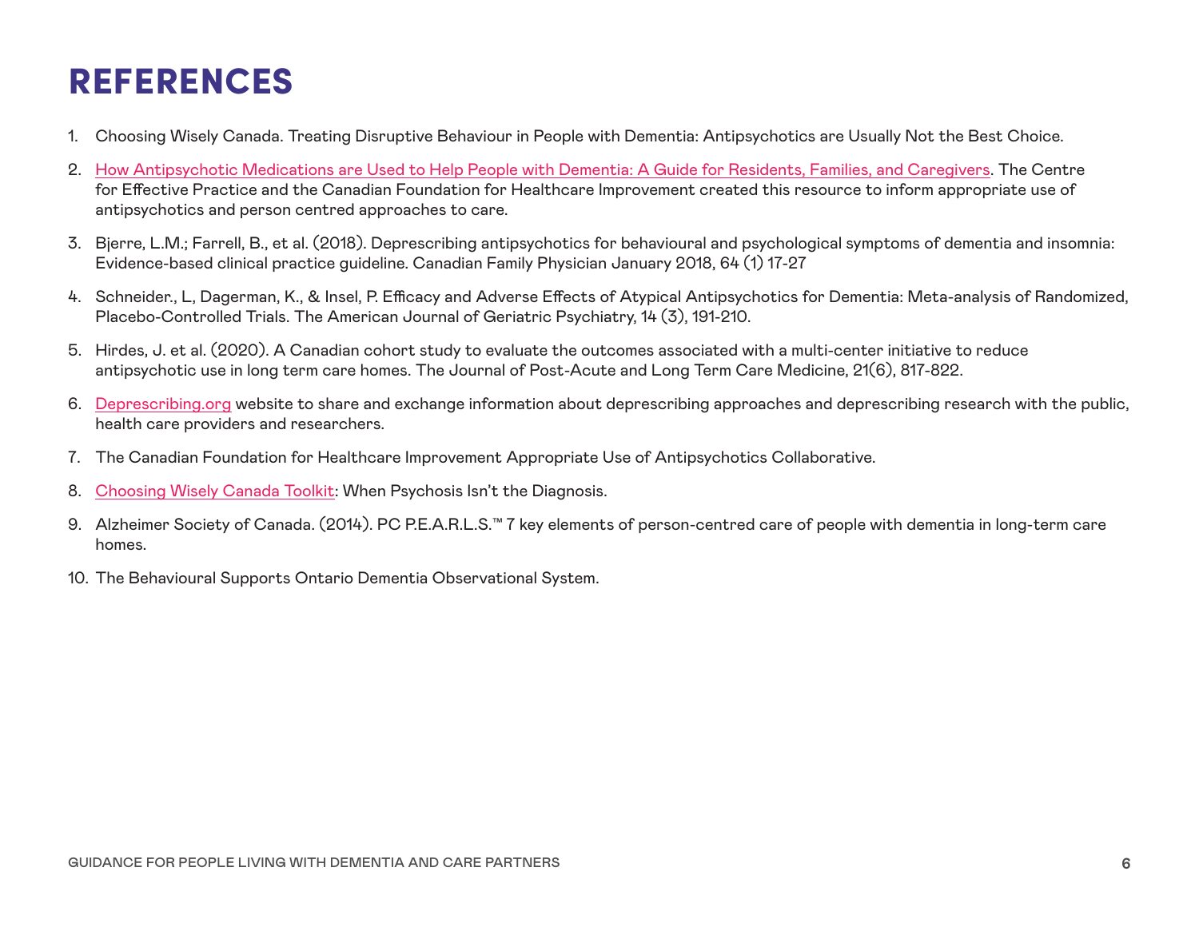# REFERENCES

1. Choosing Wisely Canada. Treating Disruptive Behaviour in People with Dementia: Antipsychotics are Usually Not the Best Choice.
2. How Antipsychotic Medications are Used to Help People with Dementia: A Guide for Residents, Families, and Caregivers. The Centre for Effective Practice and the Canadian Foundation for Healthcare Improvement created this resource to inform appropriate use of antipsychotics and person centred approaches to care.
3. Bjerre, L.M.; Farrell, B., et al. (2018). Deprescribing antipsychotics for behavioural and psychological symptoms of dementia and insomnia: Evidence-based clinical practice guideline. Canadian Family Physician January 2018, 64 (1) 17-27
4. Schneider., L, Dagerman, K., & Insel, P. Efficacy and Adverse Effects of Atypical Antipsychotics for Dementia: Meta-analysis of Randomized, Placebo-Controlled Trials. The American Journal of Geriatric Psychiatry, 14 (3), 191-210.
5. Hirdes, J. et al. (2020). A Canadian cohort study to evaluate the outcomes associated with a multi-center initiative to reduce antipsychotic use in long term care homes. The Journal of Post-Acute and Long Term Care Medicine, 21(6), 817-822.
6. Deprescribing.org website to share and exchange information about deprescribing approaches and deprescribing research with the public, health care providers and researchers.
7. The Canadian Foundation for Healthcare Improvement Appropriate Use of Antipsychotics Collaborative.
8. Choosing Wisely Canada Toolkit: When Psychosis Isn't the Diagnosis.
9. Alzheimer Society of Canada. (2014). PC P.E.A.R.L.S.™ 7 key elements of person-centred care of people with dementia in long-term care homes.
10. The Behavioural Supports Ontario Dementia Observational System.